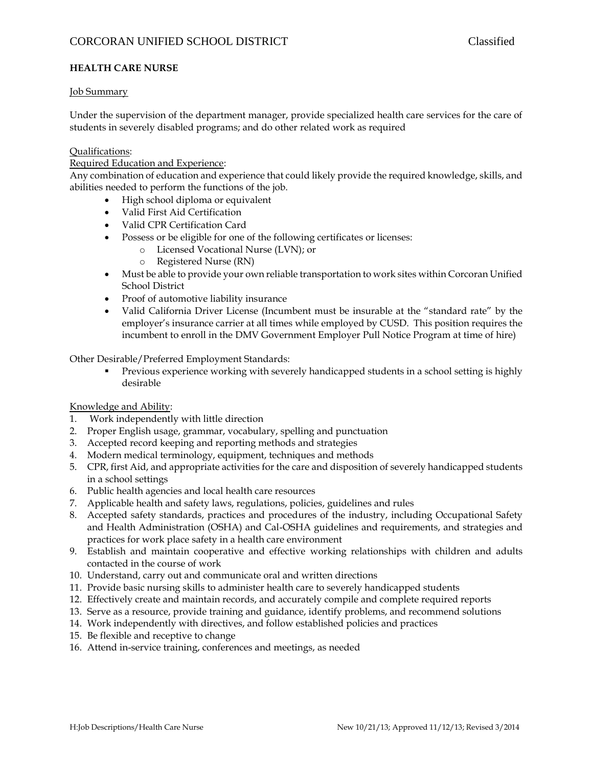CORCORAN UNIFIED SCHOOL DISTRICT Classified

**HEALTH CARE NURSE**

Job Summary

Under the supervision of the department manager, provide specialized health care services for the care of students in severely disabled programs; and do other related work as required

Qualifications:

Required Education and Experience:

Any combination of education and experience that could likely provide the required knowledge, skills, and abilities needed to perform the functions of the job.

- High school diploma or equivalent
- Valid First Aid Certification
- Valid CPR Certification Card
- Possess or be eligible for one of the following certificates or licenses:
    - Licensed Vocational Nurse (LVN); or
    - Registered Nurse (RN)
- Must be able to provide your own reliable transportation to work sites within Corcoran Unified School District
- Proof of automotive liability insurance
- Valid California Driver License (Incumbent must be insurable at the "standard rate" by the employer's insurance carrier at all times while employed by CUSD. This position requires the incumbent to enroll in the DMV Government Employer Pull Notice Program at time of hire)

Other Desirable/Preferred Employment Standards:

- Previous experience working with severely handicapped students in a school setting is highly desirable

Knowledge and Ability:

1. Work independently with little direction
2. Proper English usage, grammar, vocabulary, spelling and punctuation
3. Accepted record keeping and reporting methods and strategies
4. Modern medical terminology, equipment, techniques and methods
5. CPR, first Aid, and appropriate activities for the care and disposition of severely handicapped students in a school settings
6. Public health agencies and local health care resources
7. Applicable health and safety laws, regulations, policies, guidelines and rules
8. Accepted safety standards, practices and procedures of the industry, including Occupational Safety and Health Administration (OSHA) and Cal-OSHA guidelines and requirements, and strategies and practices for work place safety in a health care environment
9. Establish and maintain cooperative and effective working relationships with children and adults contacted in the course of work
10. Understand, carry out and communicate oral and written directions
11. Provide basic nursing skills to administer health care to severely handicapped students
12. Effectively create and maintain records, and accurately compile and complete required reports
13. Serve as a resource, provide training and guidance, identify problems, and recommend solutions
14. Work independently with directives, and follow established policies and practices
15. Be flexible and receptive to change
16. Attend in-service training, conferences and meetings, as needed

H:Job Descriptions/Health Care Nurse New 10/21/13; Approved 11/12/13; Revised 3/2014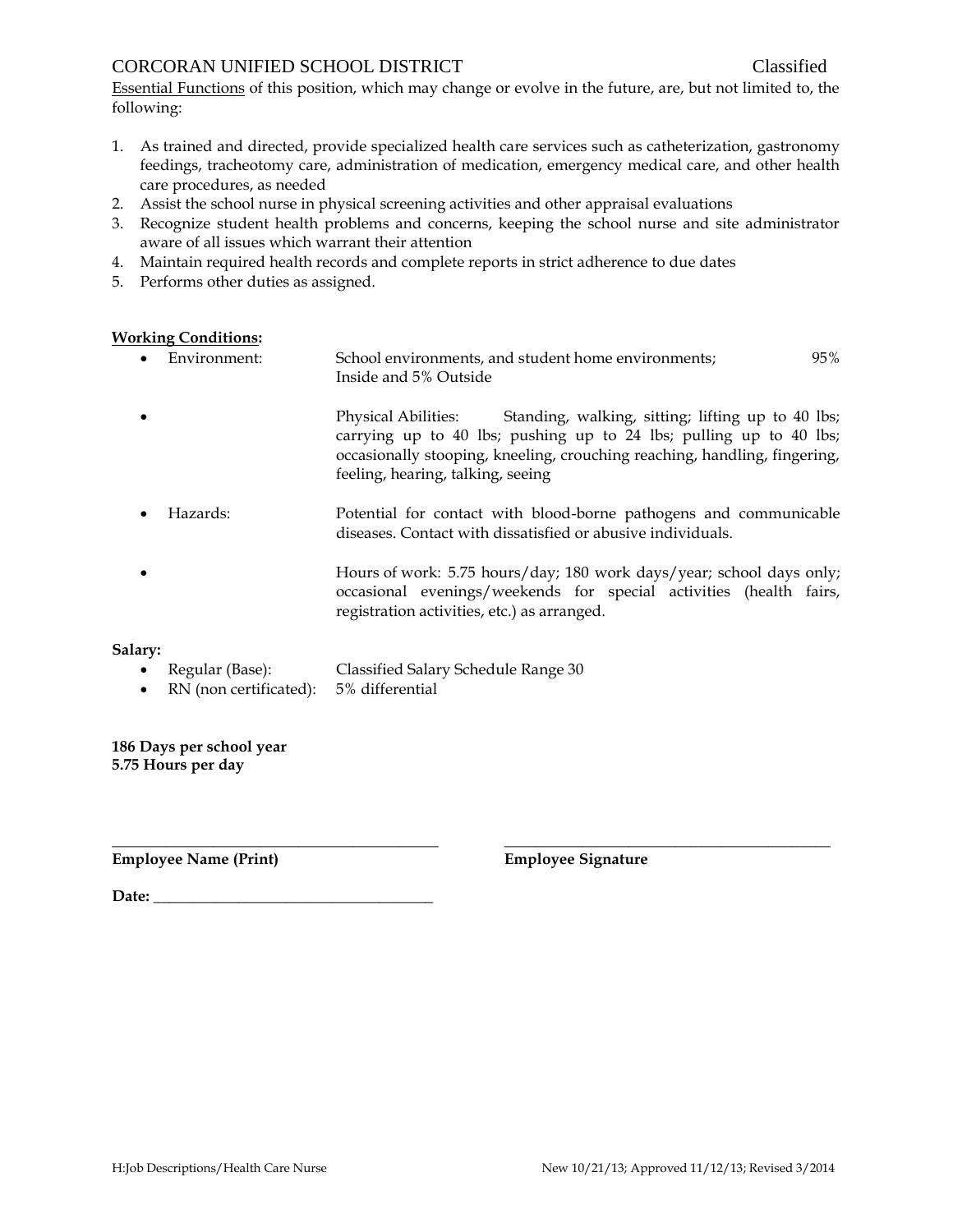Essential Functions of this position, which may change or evolve in the future, are, but not limited to, the following:

1. As trained and directed, provide specialized health care services such as catheterization, gastronomy feedings, tracheotomy care, administration of medication, emergency medical care, and other health care procedures, as needed
2. Assist the school nurse in physical screening activities and other appraisal evaluations
3. Recognize student health problems and concerns, keeping the school nurse and site administrator aware of all issues which warrant their attention
4. Maintain required health records and complete reports in strict adherence to due dates
5. Performs other duties as assigned.

**Working Conditions:**

- Environment: School environments, and student home environments; 95% Inside and 5% Outside
- Physical Abilities: Standing, walking, sitting; lifting up to 40 lbs; carrying up to 40 lbs; pushing up to 24 lbs; pulling up to 40 lbs; occasionally stooping, kneeling, crouching reaching, handling, fingering, feeling, hearing, talking, seeing
- Hazards: Potential for contact with blood-borne pathogens and communicable diseases. Contact with dissatisfied or abusive individuals.
- Hours of work: 5.75 hours/day; 180 work days/year; school days only; occasional evenings/weekends for special activities (health fairs, registration activities, etc.) as arranged.

**Salary:**

- Regular (Base): Classified Salary Schedule Range 30
- RN (non certificated): 5% differential

**186 Days per school year**
**5.75 Hours per day**

______________________________ ______________________________
**Employee Name (Print)** **Employee Signature**

**Date:** ______________________________

H:Job Descriptions/Health Care Nurse New 10/21/13; Approved 11/12/13; Revised 3/2014